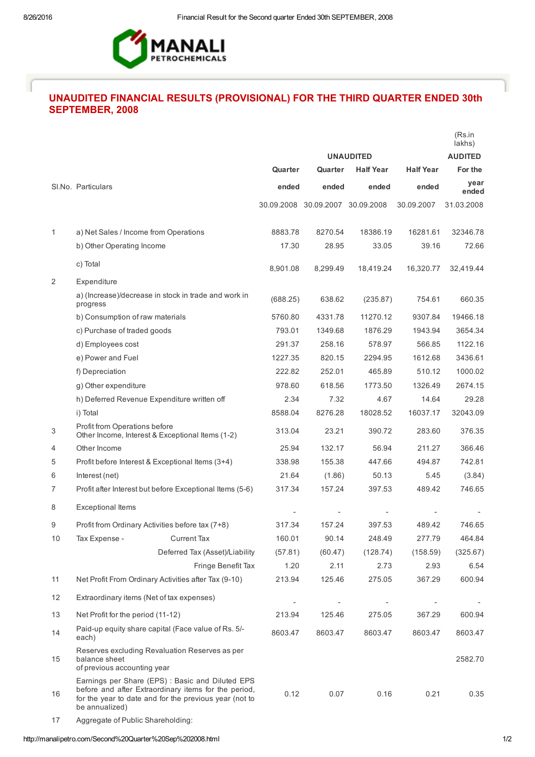MANALI PETROCHEMICALS

## UNAUDITED FINANCIAL RESULTS (PROVISIONAL) FOR THE THIRD QUARTER ENDED 30th SEPTEMBER, 2008

(Rs.in lakhs)

| Sl.No. | Particulars | UNAUDITED | | | | AUDITED |
|---|---|---|---|---|---|---|
| | | Quarter ended | Quarter ended | Half Year ended | Half Year ended | For the year ended |
| | | 30.09.2008 | 30.09.2007 | 30.09.2008 | 30.09.2007 | 31.03.2008 |
| 1 | a) Net Sales / Income from Operations | 8883.78 | 8270.54 | 18386.19 | 16281.61 | 32346.78 |
| | b) Other Operating Income | 17.30 | 28.95 | 33.05 | 39.16 | 72.66 |
| | c) Total | 8,901.08 | 8,299.49 | 18,419.24 | 16,320.77 | 32,419.44 |
| 2 | Expenditure | | | | | |
| | a) (Increase)/decrease in stock in trade and work in progress | (688.25) | 638.62 | (235.87) | 754.61 | 660.35 |
| | b) Consumption of raw materials | 5760.80 | 4331.78 | 11270.12 | 9307.84 | 19466.18 |
| | c) Purchase of traded goods | 793.01 | 1349.68 | 1876.29 | 1943.94 | 3654.34 |
| | d) Employees cost | 291.37 | 258.16 | 578.97 | 566.85 | 1122.16 |
| | e) Power and Fuel | 1227.35 | 820.15 | 2294.95 | 1612.68 | 3436.61 |
| | f) Depreciation | 222.82 | 252.01 | 465.89 | 510.12 | 1000.02 |
| | g) Other expenditure | 978.60 | 618.56 | 1773.50 | 1326.49 | 2674.15 |
| | h) Deferred Revenue Expenditure written off | 2.34 | 7.32 | 4.67 | 14.64 | 29.28 |
| | i) Total | 8588.04 | 8276.28 | 18028.52 | 16037.17 | 32043.09 |
| 3 | Profit from Operations before Other Income, Interest & Exceptional Items (1-2) | 313.04 | 23.21 | 390.72 | 283.60 | 376.35 |
| 4 | Other Income | 25.94 | 132.17 | 56.94 | 211.27 | 366.46 |
| 5 | Profit before Interest & Exceptional Items (3+4) | 338.98 | 155.38 | 447.66 | 494.87 | 742.81 |
| 6 | Interest (net) | 21.64 | (1.86) | 50.13 | 5.45 | (3.84) |
| 7 | Profit after Interest but before Exceptional Items (5-6) | 317.34 | 157.24 | 397.53 | 489.42 | 746.65 |
| 8 | Exceptional Items | - | - | - | - | - |
| 9 | Profit from Ordinary Activities before tax (7+8) | 317.34 | 157.24 | 397.53 | 489.42 | 746.65 |
| 10 | Tax Expense - Current Tax | 160.01 | 90.14 | 248.49 | 277.79 | 464.84 |
| | Deferred Tax (Asset)/Liability | (57.81) | (60.47) | (128.74) | (158.59) | (325.67) |
| | Fringe Benefit Tax | 1.20 | 2.11 | 2.73 | 2.93 | 6.54 |
| 11 | Net Profit From Ordinary Activities after Tax (9-10) | 213.94 | 125.46 | 275.05 | 367.29 | 600.94 |
| 12 | Extraordinary items (Net of tax expenses) | - | - | - | - | - |
| 13 | Net Profit for the period (11-12) | 213.94 | 125.46 | 275.05 | 367.29 | 600.94 |
| 14 | Paid-up equity share capital (Face value of Rs. 5/- each) | 8603.47 | 8603.47 | 8603.47 | 8603.47 | 8603.47 |
| 15 | Reserves excluding Revaluation Reserves as per balance sheet of previous accounting year | | | | | 2582.70 |
| 16 | Earnings per Share (EPS) : Basic and Diluted EPS before and after Extraordinary items for the period, for the year to date and for the previous year (not to be annualized) | 0.12 | 0.07 | 0.16 | 0.21 | 0.35 |
| 17 | Aggregate of Public Shareholding: | | | | | |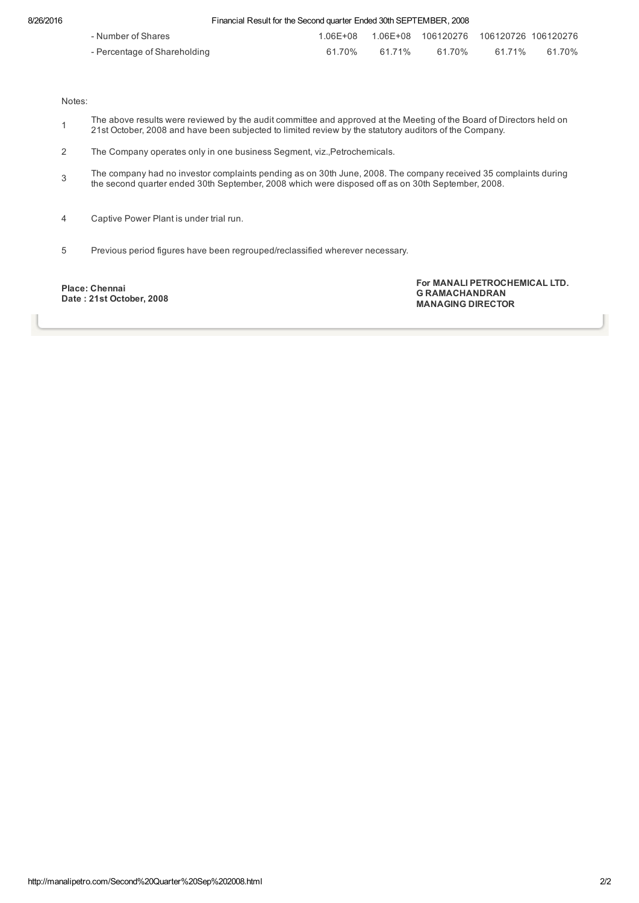| | | | | | |
|---|---|---|---|---|---|
| - Number of Shares | 1.06E+08 | 1.06E+08 | 106120276 | 106120726 | 106120276 |
| - Percentage of Shareholding | 61.70% | 61.71% | 61.70% | 61.71% | 61.70% |

Notes:

1. The above results were reviewed by the audit committee and approved at the Meeting of the Board of Directors held on 21st October, 2008 and have been subjected to limited review by the statutory auditors of the Company.
2. The Company operates only in one business Segment, viz.,Petrochemicals.
3. The company had no investor complaints pending as on 30th June, 2008. The company received 35 complaints during the second quarter ended 30th September, 2008 which were disposed off as on 30th September, 2008.
4. Captive Power Plant is under trial run.
5. Previous period figures have been regrouped/reclassified wherever necessary.

**Place: Chennai**
**Date : 21st October, 2008**

**For MANALI PETROCHEMICAL LTD.**
**G RAMACHANDRAN**
**MANAGING DIRECTOR**